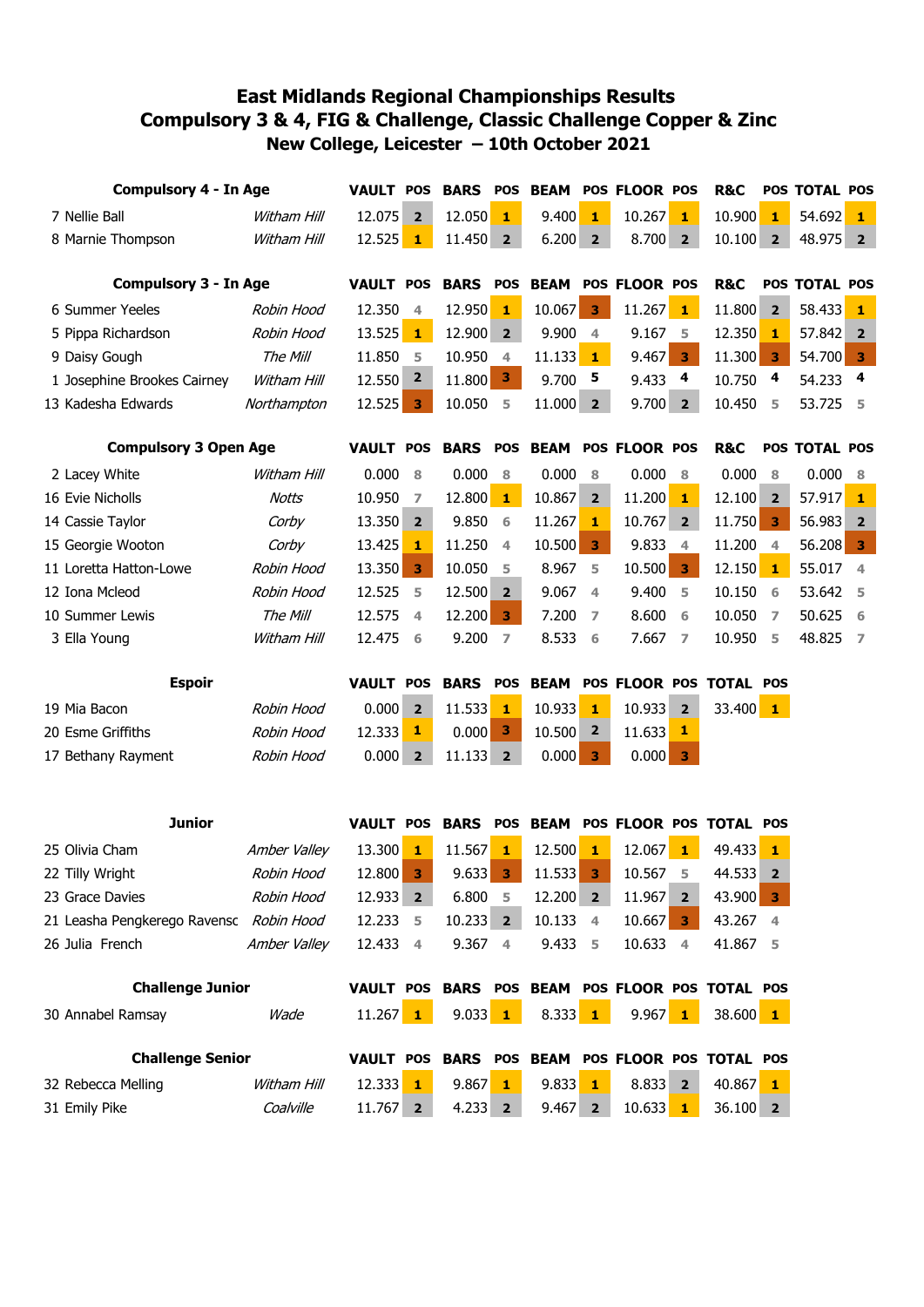# East Midlands Regional Championships Results
## Compulsory 3 & 4, FIG & Challenge, Classic Challenge Copper & Zinc
### New College, Leicester – 10th October 2021

| Compulsory 4 - In Age | | VAULT | POS | BARS | POS | BEAM | POS | FLOOR | POS | R&C | POS | TOTAL | POS |
|---|---|---|---|---|---|---|---|---|---|---|---|---|---|
| 7 Nellie Ball | *Witham Hill* | 12.075 | 2 | 12.050 | 1 | 9.400 | 1 | 10.267 | 1 | 10.900 | 1 | 54.692 | 1 |
| 8 Marnie Thompson | *Witham Hill* | 12.525 | 1 | 11.450 | 2 | 6.200 | 2 | 8.700 | 2 | 10.100 | 2 | 48.975 | 2 |

| Compulsory 3 - In Age | | VAULT | POS | BARS | POS | BEAM | POS | FLOOR | POS | R&C | POS | TOTAL | POS |
|---|---|---|---|---|---|---|---|---|---|---|---|---|---|
| 6 Summer Yeeles | *Robin Hood* | 12.350 | 4 | 12.950 | 1 | 10.067 | 3 | 11.267 | 1 | 11.800 | 2 | 58.433 | 1 |
| 5 Pippa Richardson | *Robin Hood* | 13.525 | 1 | 12.900 | 2 | 9.900 | 4 | 9.167 | 5 | 12.350 | 1 | 57.842 | 2 |
| 9 Daisy Gough | *The Mill* | 11.850 | 5 | 10.950 | 4 | 11.133 | 1 | 9.467 | 3 | 11.300 | 3 | 54.700 | 3 |
| 1 Josephine Brookes Cairney | *Witham Hill* | 12.550 | 2 | 11.800 | 3 | 9.700 | 5 | 9.433 | 4 | 10.750 | 4 | 54.233 | 4 |
| 13 Kadesha Edwards | *Northampton* | 12.525 | 3 | 10.050 | 5 | 11.000 | 2 | 9.700 | 2 | 10.450 | 5 | 53.725 | 5 |

| Compulsory 3 Open Age | | VAULT | POS | BARS | POS | BEAM | POS | FLOOR | POS | R&C | POS | TOTAL | POS |
|---|---|---|---|---|---|---|---|---|---|---|---|---|---|
| 2 Lacey White | *Witham Hill* | 0.000 | 8 | 0.000 | 8 | 0.000 | 8 | 0.000 | 8 | 0.000 | 8 | 0.000 | 8 |
| 16 Evie Nicholls | *Notts* | 10.950 | 7 | 12.800 | 1 | 10.867 | 2 | 11.200 | 1 | 12.100 | 2 | 57.917 | 1 |
| 14 Cassie Taylor | *Corby* | 13.350 | 2 | 9.850 | 6 | 11.267 | 1 | 10.767 | 2 | 11.750 | 3 | 56.983 | 2 |
| 15 Georgie Wooton | *Corby* | 13.425 | 1 | 11.250 | 4 | 10.500 | 3 | 9.833 | 4 | 11.200 | 4 | 56.208 | 3 |
| 11 Loretta Hatton-Lowe | *Robin Hood* | 13.350 | 3 | 10.050 | 5 | 8.967 | 5 | 10.500 | 3 | 12.150 | 1 | 55.017 | 4 |
| 12 Iona Mcleod | *Robin Hood* | 12.525 | 5 | 12.500 | 2 | 9.067 | 4 | 9.400 | 5 | 10.150 | 6 | 53.642 | 5 |
| 10 Summer Lewis | *The Mill* | 12.575 | 4 | 12.200 | 3 | 7.200 | 7 | 8.600 | 6 | 10.050 | 7 | 50.625 | 6 |
| 3 Ella Young | *Witham Hill* | 12.475 | 6 | 9.200 | 7 | 8.533 | 6 | 7.667 | 7 | 10.950 | 5 | 48.825 | 7 |

| Espoir | | VAULT | POS | BARS | POS | BEAM | POS | FLOOR | POS | TOTAL | POS |
|---|---|---|---|---|---|---|---|---|---|---|---|
| 19 Mia Bacon | *Robin Hood* | 0.000 | 2 | 11.533 | 1 | 10.933 | 1 | 10.933 | 2 | 33.400 | 1 |
| 20 Esme Griffiths | *Robin Hood* | 12.333 | 1 | 0.000 | 3 | 10.500 | 2 | 11.633 | 1 | | |
| 17 Bethany Rayment | *Robin Hood* | 0.000 | 2 | 11.133 | 2 | 0.000 | 3 | 0.000 | 3 | | |

| Junior | | VAULT | POS | BARS | POS | BEAM | POS | FLOOR | POS | TOTAL | POS |
|---|---|---|---|---|---|---|---|---|---|---|---|
| 25 Olivia Cham | *Amber Valley* | 13.300 | 1 | 11.567 | 1 | 12.500 | 1 | 12.067 | 1 | 49.433 | 1 |
| 22 Tilly Wright | *Robin Hood* | 12.800 | 3 | 9.633 | 3 | 11.533 | 3 | 10.567 | 5 | 44.533 | 2 |
| 23 Grace Davies | *Robin Hood* | 12.933 | 2 | 6.800 | 5 | 12.200 | 2 | 11.967 | 2 | 43.900 | 3 |
| 21 Leasha Pengkerego Ravensc | *Robin Hood* | 12.233 | 5 | 10.233 | 2 | 10.133 | 4 | 10.667 | 3 | 43.267 | 4 |
| 26 Julia French | *Amber Valley* | 12.433 | 4 | 9.367 | 4 | 9.433 | 5 | 10.633 | 4 | 41.867 | 5 |

| Challenge Junior | | VAULT | POS | BARS | POS | BEAM | POS | FLOOR | POS | TOTAL | POS |
|---|---|---|---|---|---|---|---|---|---|---|---|
| 30 Annabel Ramsay | *Wade* | 11.267 | 1 | 9.033 | 1 | 8.333 | 1 | 9.967 | 1 | 38.600 | 1 |

| Challenge Senior | | VAULT | POS | BARS | POS | BEAM | POS | FLOOR | POS | TOTAL | POS |
|---|---|---|---|---|---|---|---|---|---|---|---|
| 32 Rebecca Melling | *Witham Hill* | 12.333 | 1 | 9.867 | 1 | 9.833 | 1 | 8.833 | 2 | 40.867 | 1 |
| 31 Emily Pike | *Coalville* | 11.767 | 2 | 4.233 | 2 | 9.467 | 2 | 10.633 | 1 | 36.100 | 2 |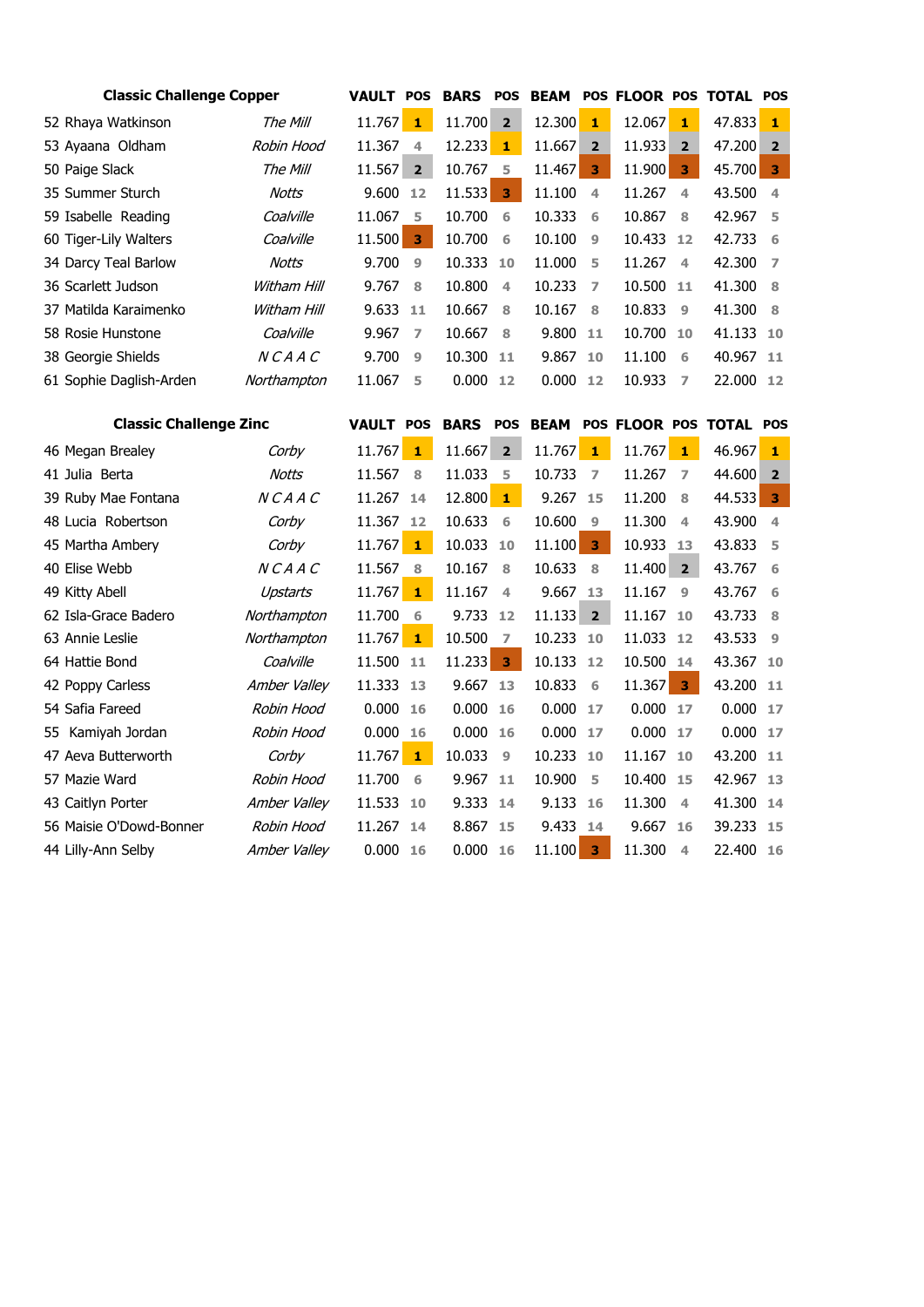| Classic Challenge Copper | | VAULT | POS | BARS | POS | BEAM | POS | FLOOR | POS | TOTAL | POS |
|---|---|---|---|---|---|---|---|---|---|---|---|
| 52 Rhaya Watkinson | *The Mill* | 11.767 | 1 | 11.700 | 2 | 12.300 | 1 | 12.067 | 1 | 47.833 | 1 |
| 53 Ayaana Oldham | *Robin Hood* | 11.367 | 4 | 12.233 | 1 | 11.667 | 2 | 11.933 | 2 | 47.200 | 2 |
| 50 Paige Slack | *The Mill* | 11.567 | 2 | 10.767 | 5 | 11.467 | 3 | 11.900 | 3 | 45.700 | 3 |
| 35 Summer Sturch | *Notts* | 9.600 | 12 | 11.533 | 3 | 11.100 | 4 | 11.267 | 4 | 43.500 | 4 |
| 59 Isabelle Reading | *Coalville* | 11.067 | 5 | 10.700 | 6 | 10.333 | 6 | 10.867 | 8 | 42.967 | 5 |
| 60 Tiger-Lily Walters | *Coalville* | 11.500 | 3 | 10.700 | 6 | 10.100 | 9 | 10.433 | 12 | 42.733 | 6 |
| 34 Darcy Teal Barlow | *Notts* | 9.700 | 9 | 10.333 | 10 | 11.000 | 5 | 11.267 | 4 | 42.300 | 7 |
| 36 Scarlett Judson | *Witham Hill* | 9.767 | 8 | 10.800 | 4 | 10.233 | 7 | 10.500 | 11 | 41.300 | 8 |
| 37 Matilda Karaimenko | *Witham Hill* | 9.633 | 11 | 10.667 | 8 | 10.167 | 8 | 10.833 | 9 | 41.300 | 8 |
| 58 Rosie Hunstone | *Coalville* | 9.967 | 7 | 10.667 | 8 | 9.800 | 11 | 10.700 | 10 | 41.133 | 10 |
| 38 Georgie Shields | *N C A A C* | 9.700 | 9 | 10.300 | 11 | 9.867 | 10 | 11.100 | 6 | 40.967 | 11 |
| 61 Sophie Daglish-Arden | *Northampton* | 11.067 | 5 | 0.000 | 12 | 0.000 | 12 | 10.933 | 7 | 22.000 | 12 |

| Classic Challenge Zinc | | VAULT | POS | BARS | POS | BEAM | POS | FLOOR | POS | TOTAL | POS |
|---|---|---|---|---|---|---|---|---|---|---|---|
| 46 Megan Brealey | *Corby* | 11.767 | 1 | 11.667 | 2 | 11.767 | 1 | 11.767 | 1 | 46.967 | 1 |
| 41 Julia Berta | *Notts* | 11.567 | 8 | 11.033 | 5 | 10.733 | 7 | 11.267 | 7 | 44.600 | 2 |
| 39 Ruby Mae Fontana | *N C A A C* | 11.267 | 14 | 12.800 | 1 | 9.267 | 15 | 11.200 | 8 | 44.533 | 3 |
| 48 Lucia Robertson | *Corby* | 11.367 | 12 | 10.633 | 6 | 10.600 | 9 | 11.300 | 4 | 43.900 | 4 |
| 45 Martha Ambery | *Corby* | 11.767 | 1 | 10.033 | 10 | 11.100 | 3 | 10.933 | 13 | 43.833 | 5 |
| 40 Elise Webb | *N C A A C* | 11.567 | 8 | 10.167 | 8 | 10.633 | 8 | 11.400 | 2 | 43.767 | 6 |
| 49 Kitty Abell | *Upstarts* | 11.767 | 1 | 11.167 | 4 | 9.667 | 13 | 11.167 | 9 | 43.767 | 6 |
| 62 Isla-Grace Badero | *Northampton* | 11.700 | 6 | 9.733 | 12 | 11.133 | 2 | 11.167 | 10 | 43.733 | 8 |
| 63 Annie Leslie | *Northampton* | 11.767 | 1 | 10.500 | 7 | 10.233 | 10 | 11.033 | 12 | 43.533 | 9 |
| 64 Hattie Bond | *Coalville* | 11.500 | 11 | 11.233 | 3 | 10.133 | 12 | 10.500 | 14 | 43.367 | 10 |
| 42 Poppy Carless | *Amber Valley* | 11.333 | 13 | 9.667 | 13 | 10.833 | 6 | 11.367 | 3 | 43.200 | 11 |
| 54 Safia Fareed | *Robin Hood* | 0.000 | 16 | 0.000 | 16 | 0.000 | 17 | 0.000 | 17 | 0.000 | 17 |
| 55 Kamiyah Jordan | *Robin Hood* | 0.000 | 16 | 0.000 | 16 | 0.000 | 17 | 0.000 | 17 | 0.000 | 17 |
| 47 Aeva Butterworth | *Corby* | 11.767 | 1 | 10.033 | 9 | 10.233 | 10 | 11.167 | 10 | 43.200 | 11 |
| 57 Mazie Ward | *Robin Hood* | 11.700 | 6 | 9.967 | 11 | 10.900 | 5 | 10.400 | 15 | 42.967 | 13 |
| 43 Caitlyn Porter | *Amber Valley* | 11.533 | 10 | 9.333 | 14 | 9.133 | 16 | 11.300 | 4 | 41.300 | 14 |
| 56 Maisie O'Dowd-Bonner | *Robin Hood* | 11.267 | 14 | 8.867 | 15 | 9.433 | 14 | 9.667 | 16 | 39.233 | 15 |
| 44 Lilly-Ann Selby | *Amber Valley* | 0.000 | 16 | 0.000 | 16 | 11.100 | 3 | 11.300 | 4 | 22.400 | 16 |